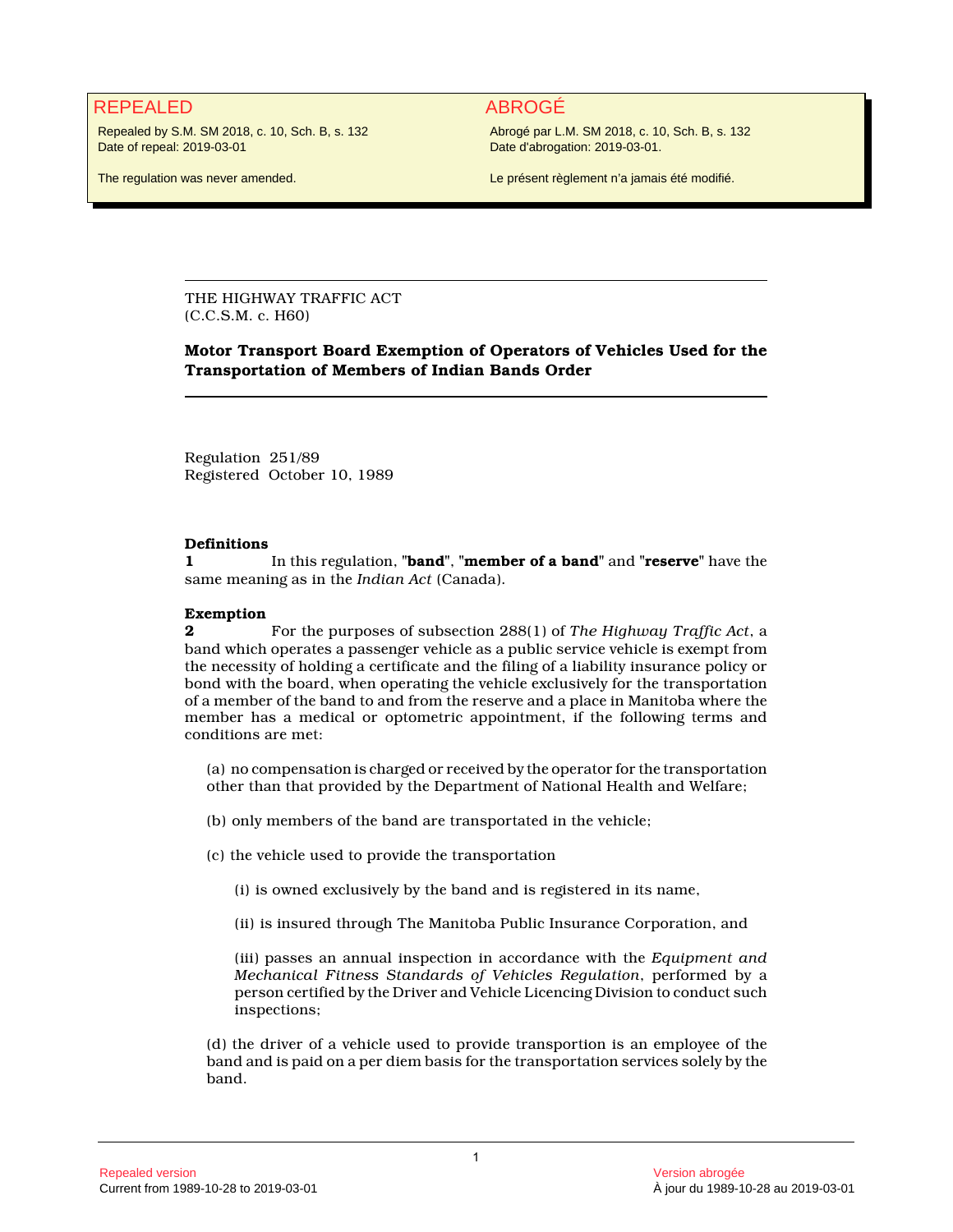REPEALED

Repealed by S.M. SM 2018, c. 10, Sch. B, s. 132
Date of repeal: 2019-03-01

The regulation was never amended.

ABROGÉ

Abrogé par L.M. SM 2018, c. 10, Sch. B, s. 132
Date d'abrogation: 2019-03-01.

Le présent règlement n'a jamais été modifié.

---

THE HIGHWAY TRAFFIC ACT
(C.C.S.M. c. H60)

**Motor Transport Board Exemption of Operators of Vehicles Used for the Transportation of Members of Indian Bands Order**

---

Regulation 251/89
Registered October 10, 1989

**Definitions**

**1** In this regulation, "**band**", "**member of a band**" and "**reserve**" have the same meaning as in the *Indian Act* (Canada).

**Exemption**

**2** For the purposes of subsection 288(1) of *The Highway Traffic Act*, a band which operates a passenger vehicle as a public service vehicle is exempt from the necessity of holding a certificate and the filing of a liability insurance policy or bond with the board, when operating the vehicle exclusively for the transportation of a member of the band to and from the reserve and a place in Manitoba where the member has a medical or optometric appointment, if the following terms and conditions are met:

(a) no compensation is charged or received by the operator for the transportation other than that provided by the Department of National Health and Welfare;

(b) only members of the band are transportated in the vehicle;

(c) the vehicle used to provide the transportation

(i) is owned exclusively by the band and is registered in its name,

(ii) is insured through The Manitoba Public Insurance Corporation, and

(iii) passes an annual inspection in accordance with the *Equipment and Mechanical Fitness Standards of Vehicles Regulation*, performed by a person certified by the Driver and Vehicle Licencing Division to conduct such inspections;

(d) the driver of a vehicle used to provide transportion is an employee of the band and is paid on a per diem basis for the transportation services solely by the band.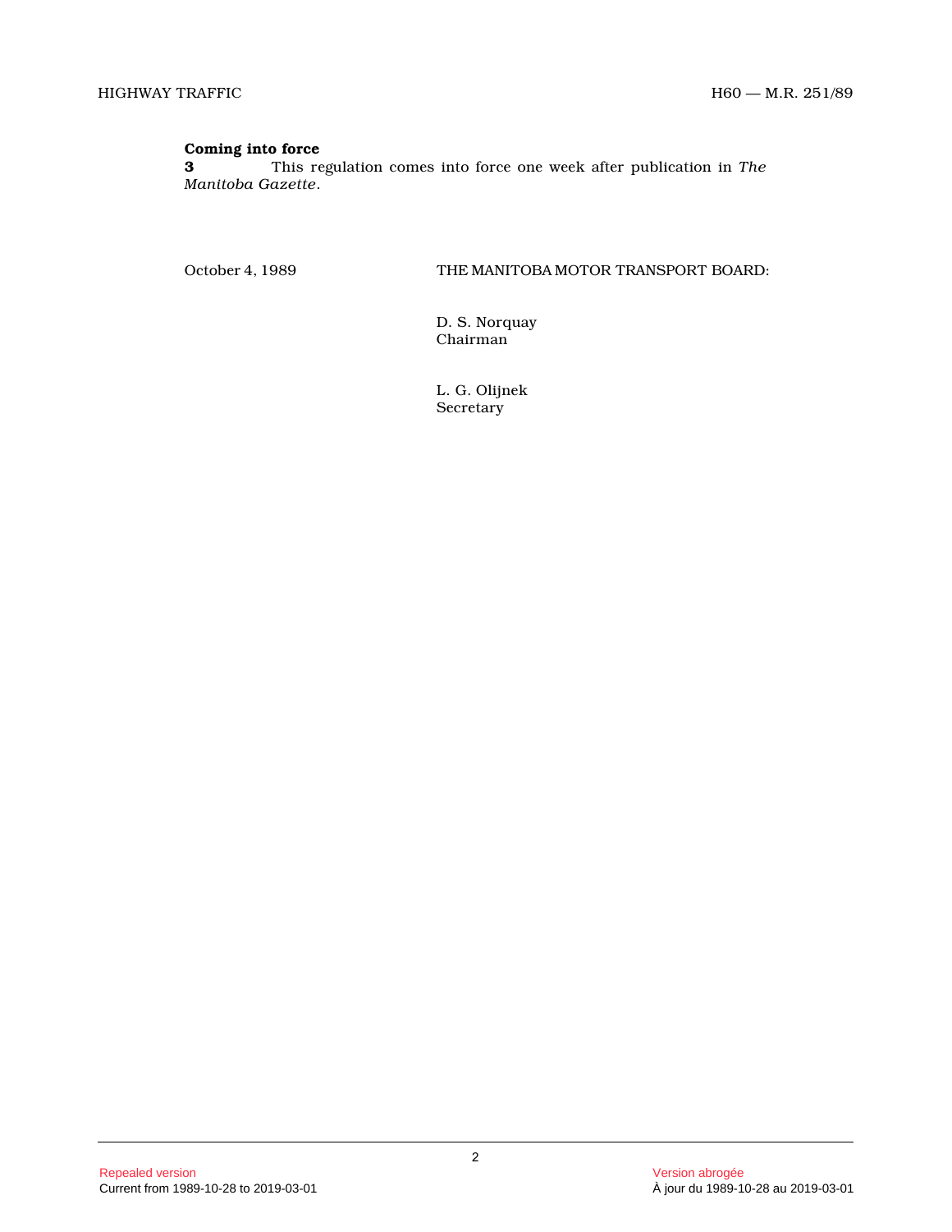**Coming into force**

**3** This regulation comes into force one week after publication in *The Manitoba Gazette*.

October 4, 1989

THE MANITOBA MOTOR TRANSPORT BOARD:

D. S. Norquay
Chairman

L. G. Olijnek
Secretary